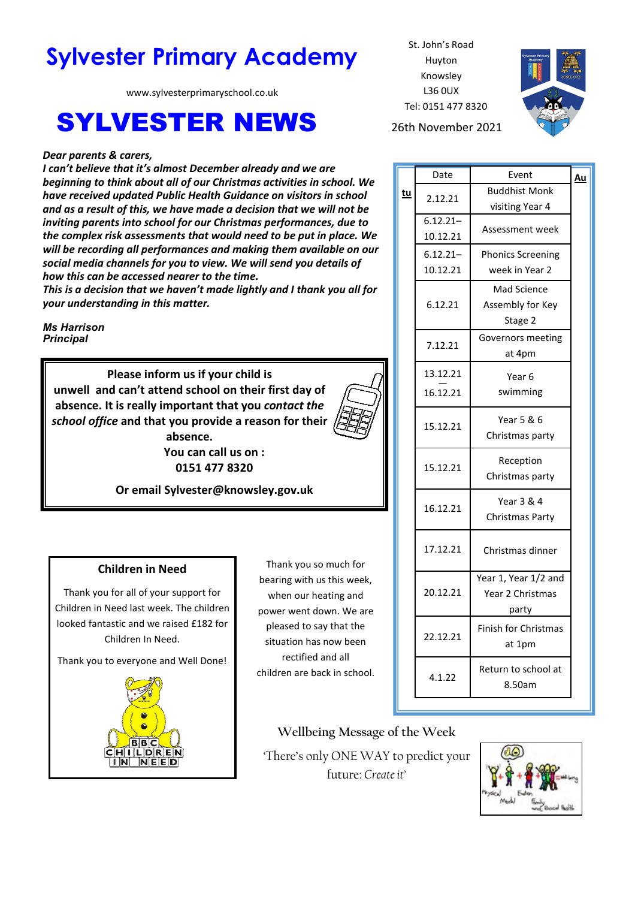# Sylvester Primary Academy

www.sylvesterprimaryschool.co.uk

# SYLVESTER NEWS

St. John's Road
Huyton
Knowsley
L36 0UX
Tel: 0151 477 8320

26th November 2021

***Dear parents & carers,***
***I can't believe that it's almost December already and we are beginning to think about all of our Christmas activities in school. We have received updated Public Health Guidance on visitors in school and as a result of this, we have made a decision that we will not be inviting parents into school for our Christmas performances, due to the complex risk assessments that would need to be put in place. We will be recording all performances and making them available on our social media channels for you to view. We will send you details of how this can be accessed nearer to the time.***
***This is a decision that we haven't made lightly and I thank you all for your understanding in this matter.***

***Ms Harrison***
***Principal***

**Please inform us if your child is unwell and can't attend school on their first day of absence. It is really important that you *contact the school office* and that you provide a reason for their absence.**
**You can call us on :**
**0151 477 8320**

**Or email Sylvester@knowsley.gov.uk**

**Children in Need**

Thank you for all of your support for Children in Need last week. The children looked fantastic and we raised £182 for Children In Need.

Thank you to everyone and Well Done!

Thank you so much for bearing with us this week, when our heating and power went down. We are pleased to say that the situation has now been rectified and all children are back in school.

| Date | Event |
|---|---|
| 2.12.21 | Buddhist Monk visiting Year 4 |
| 6.12.21– 10.12.21 | Assessment week |
| 6.12.21– 10.12.21 | Phonics Screening week in Year 2 |
| 6.12.21 | Mad Science Assembly for Key Stage 2 |
| 7.12.21 | Governors meeting at 4pm |
| 13.12.21 — 16.12.21 | Year 6 swimming |
| 15.12.21 | Year 5 & 6 Christmas party |
| 15.12.21 | Reception Christmas party |
| 16.12.21 | Year 3 & 4 Christmas Party |
| 17.12.21 | Christmas dinner |
| 20.12.21 | Year 1, Year 1/2 and Year 2 Christmas party |
| 22.12.21 | Finish for Christmas at 1pm |
| 4.1.22 | Return to school at 8.50am |

Wellbeing Message of the Week

'There's only ONE WAY to predict your future: *Create it*'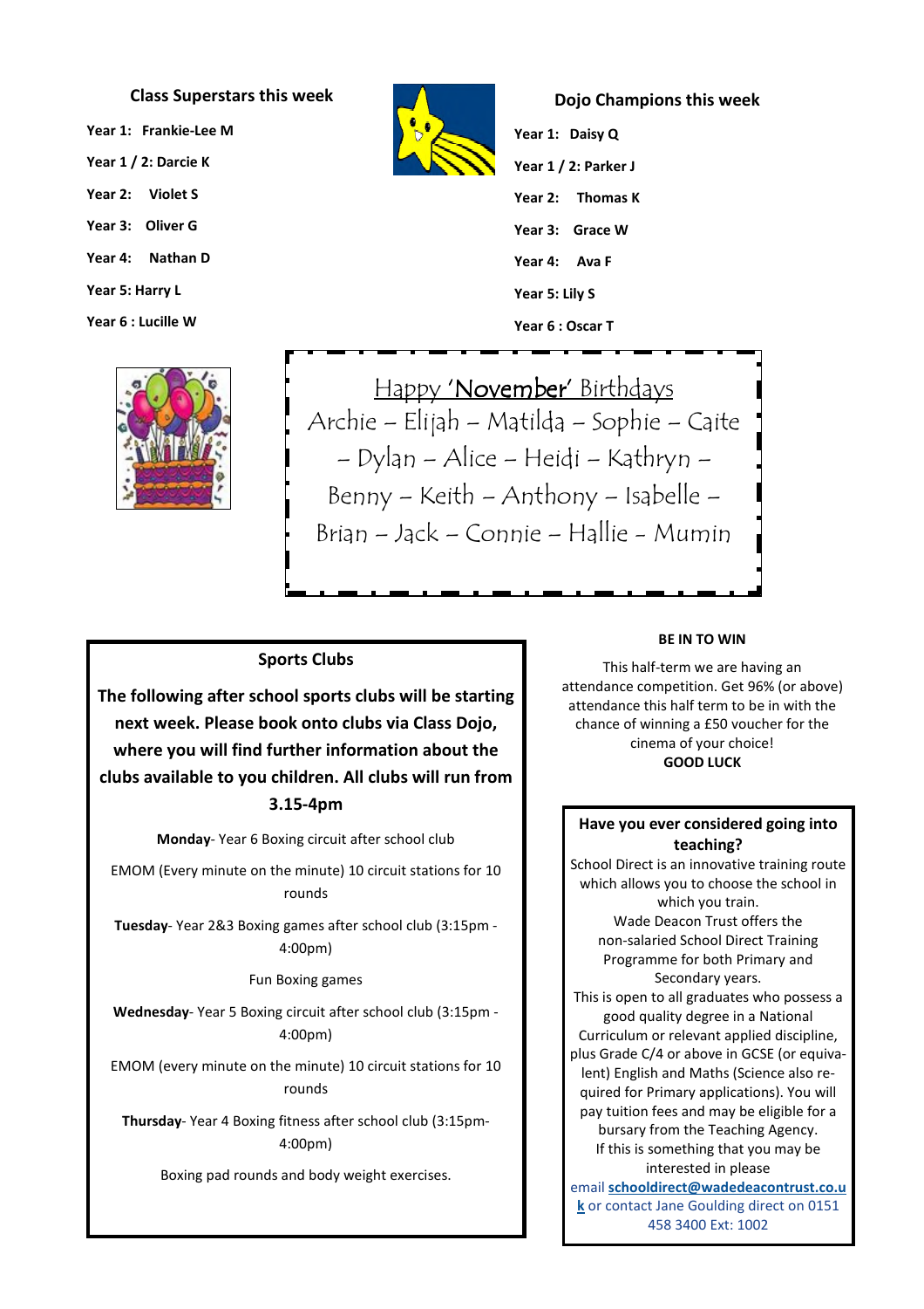## Class Superstars this week

**Year 1: Frankie-Lee M**

**Year 1 / 2: Darcie K**

**Year 2: Violet S**

**Year 3: Oliver G**

**Year 4: Nathan D**

**Year 5: Harry L**

**Year 6 : Lucille W**

## Dojo Champions this week

**Year 1: Daisy Q**

**Year 1 / 2: Parker J**

**Year 2: Thomas K**

**Year 3: Grace W**

**Year 4: Ava F**

**Year 5: Lily S**

**Year 6 : Oscar T**

## Happy 'November' Birthdays

Archie – Elijah – Matilda – Sophie – Caite – Dylan – Alice – Heidi – Kathryn – Benny – Keith – Anthony – Isabelle – Brian – Jack – Connie – Hallie - Mumin

## Sports Clubs

**The following after school sports clubs will be starting next week. Please book onto clubs via Class Dojo, where you will find further information about the clubs available to you children. All clubs will run from 3.15-4pm**

**Monday**- Year 6 Boxing circuit after school club

EMOM (Every minute on the minute) 10 circuit stations for 10 rounds

**Tuesday**- Year 2&3 Boxing games after school club (3:15pm - 4:00pm)

Fun Boxing games

**Wednesday**- Year 5 Boxing circuit after school club (3:15pm - 4:00pm)

EMOM (every minute on the minute) 10 circuit stations for 10 rounds

**Thursday**- Year 4 Boxing fitness after school club (3:15pm- 4:00pm)

Boxing pad rounds and body weight exercises.

**BE IN TO WIN**

This half-term we are having an attendance competition. Get 96% (or above) attendance this half term to be in with the chance of winning a £50 voucher for the cinema of your choice!

**GOOD LUCK**

**Have you ever considered going into teaching?**

School Direct is an innovative training route which allows you to choose the school in which you train.

Wade Deacon Trust offers the non-salaried School Direct Training Programme for both Primary and Secondary years.

This is open to all graduates who possess a good quality degree in a National Curriculum or relevant applied discipline, plus Grade C/4 or above in GCSE (or equivalent) English and Maths (Science also required for Primary applications). You will pay tuition fees and may be eligible for a bursary from the Teaching Agency.

If this is something that you may be interested in please email **schooldirect@wadedeacontrust.co.uk** or contact Jane Goulding direct on 0151 458 3400 Ext: 1002